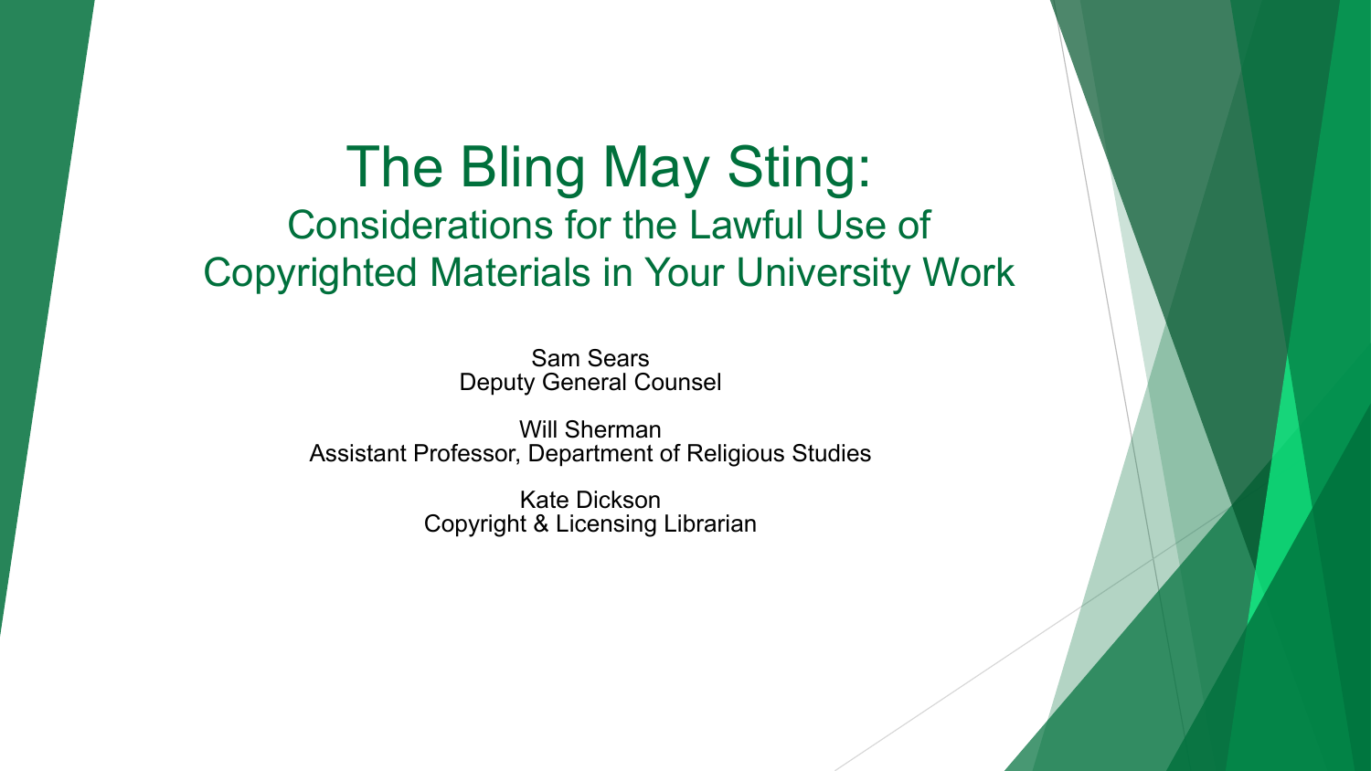# The Bling May Sting:

## Considerations for the Lawful Use of Copyrighted Materials in Your University Work

Sam Sears
Deputy General Counsel

Will Sherman
Assistant Professor, Department of Religious Studies

Kate Dickson
Copyright & Licensing Librarian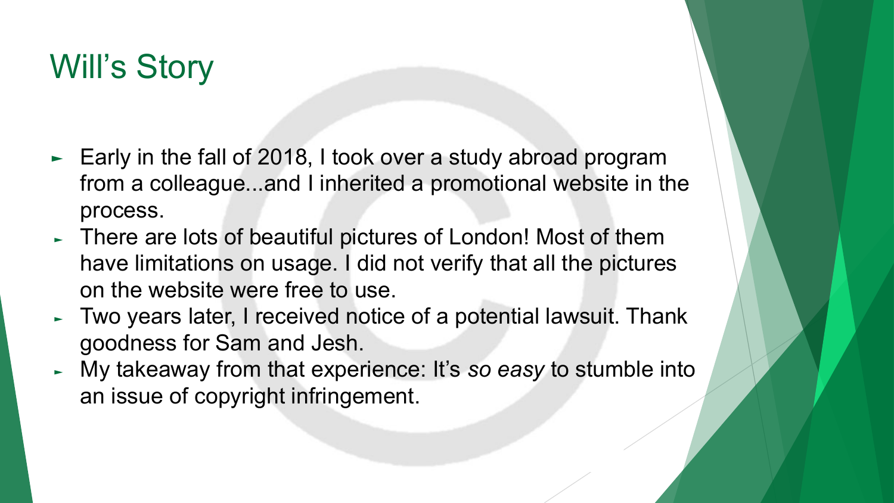# Will's Story

- Early in the fall of 2018, I took over a study abroad program from a colleague...and I inherited a promotional website in the process.
- There are lots of beautiful pictures of London! Most of them have limitations on usage. I did not verify that all the pictures on the website were free to use.
- Two years later, I received notice of a potential lawsuit. Thank goodness for Sam and Jesh.
- My takeaway from that experience: It's *so easy* to stumble into an issue of copyright infringement.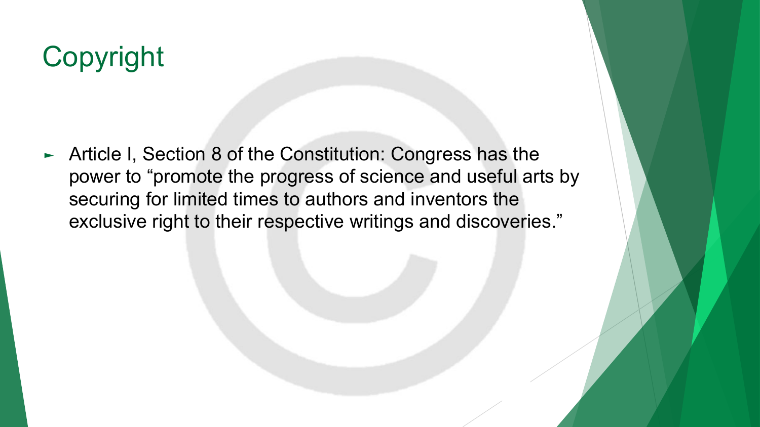# Copyright

- Article I, Section 8 of the Constitution: Congress has the power to “promote the progress of science and useful arts by securing for limited times to authors and inventors the exclusive right to their respective writings and discoveries.”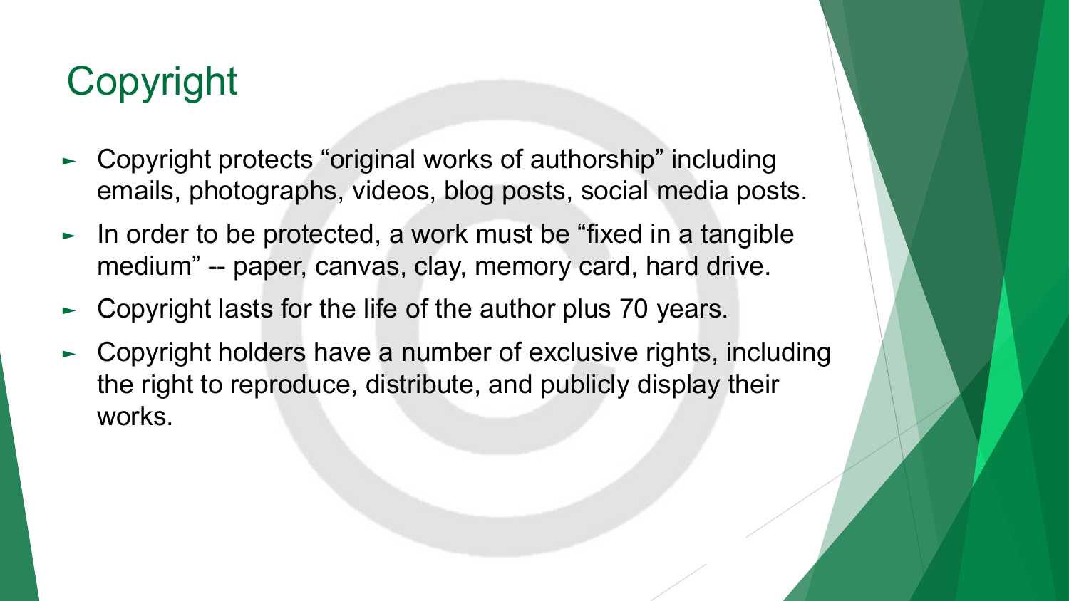# Copyright

- Copyright protects "original works of authorship" including emails, photographs, videos, blog posts, social media posts.
- In order to be protected, a work must be "fixed in a tangible medium" -- paper, canvas, clay, memory card, hard drive.
- Copyright lasts for the life of the author plus 70 years.
- Copyright holders have a number of exclusive rights, including the right to reproduce, distribute, and publicly display their works.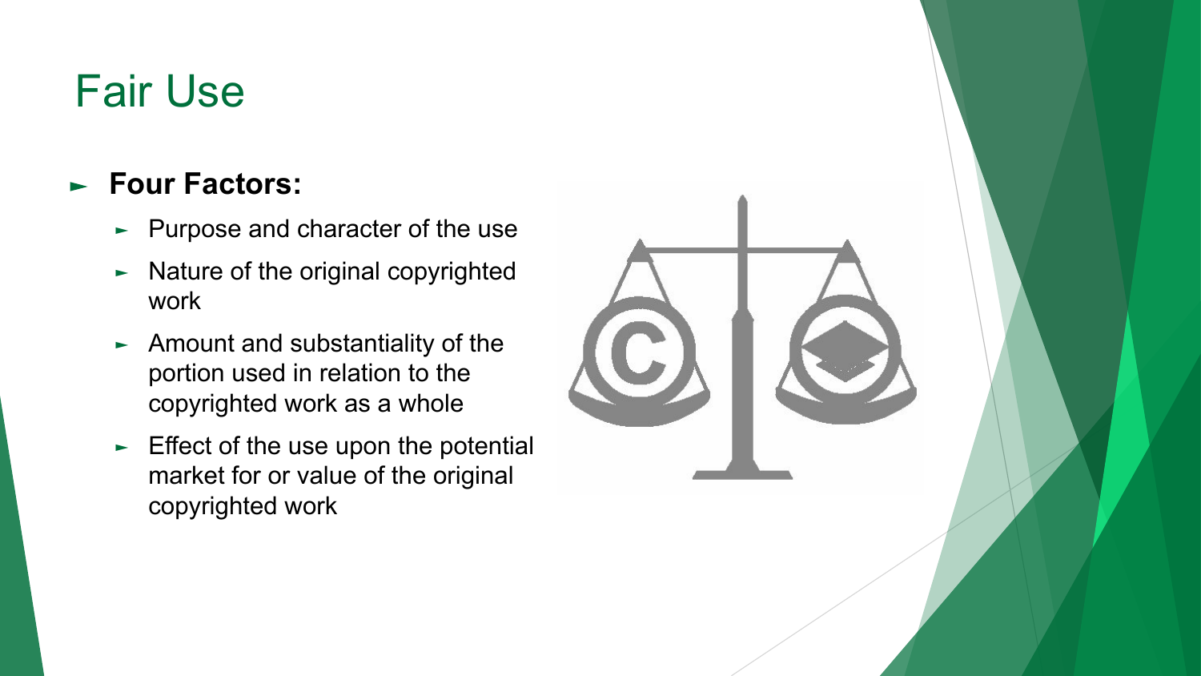# Fair Use

- **Four Factors:**
  - Purpose and character of the use
  - Nature of the original copyrighted work
  - Amount and substantiality of the portion used in relation to the copyrighted work as a whole
  - Effect of the use upon the potential market for or value of the original copyrighted work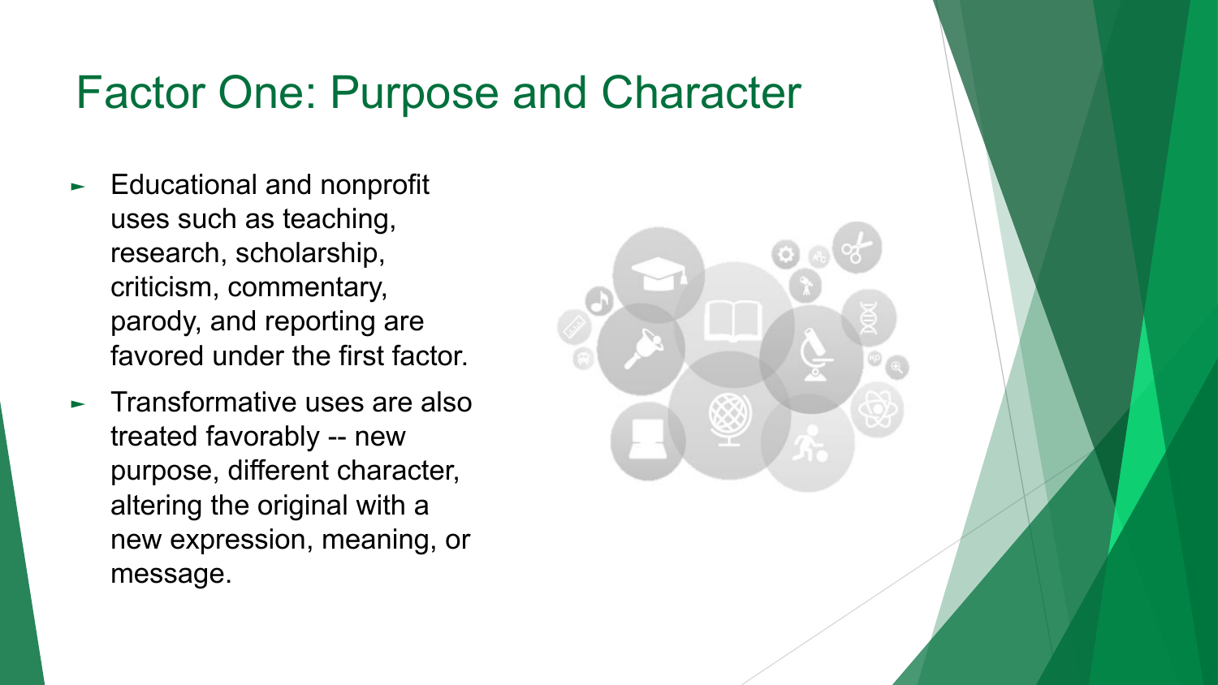# Factor One: Purpose and Character

- Educational and nonprofit uses such as teaching, research, scholarship, criticism, commentary, parody, and reporting are favored under the first factor.
- Transformative uses are also treated favorably -- new purpose, different character, altering the original with a new expression, meaning, or message.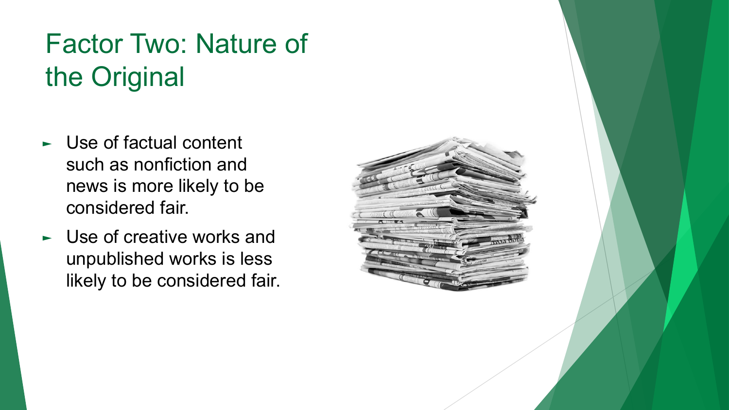# Factor Two: Nature of the Original

- Use of factual content such as nonfiction and news is more likely to be considered fair.
- Use of creative works and unpublished works is less likely to be considered fair.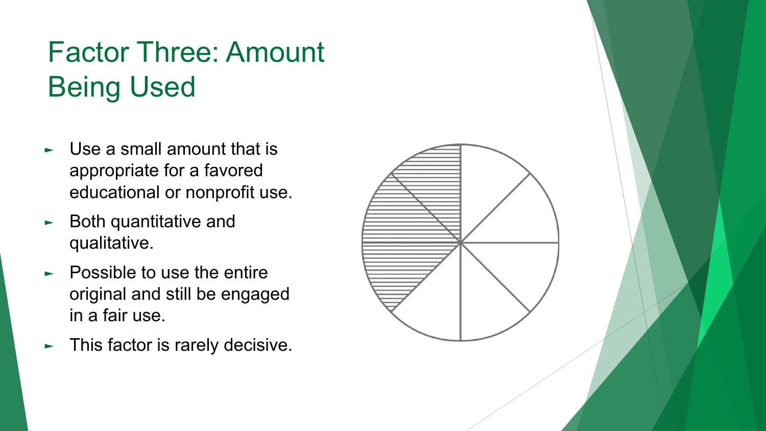# Factor Three: Amount Being Used

- Use a small amount that is appropriate for a favored educational or nonprofit use.
- Both quantitative and qualitative.
- Possible to use the entire original and still be engaged in a fair use.
- This factor is rarely decisive.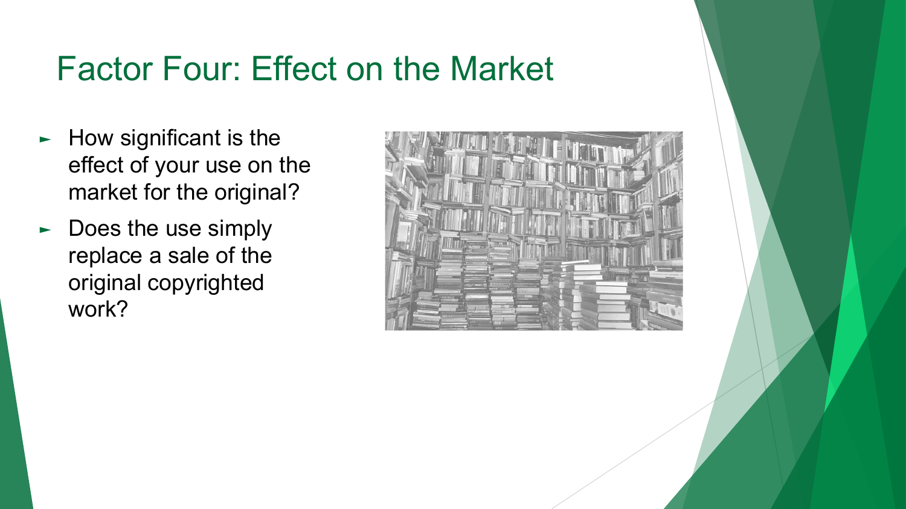# Factor Four: Effect on the Market

- How significant is the effect of your use on the market for the original?
- Does the use simply replace a sale of the original copyrighted work?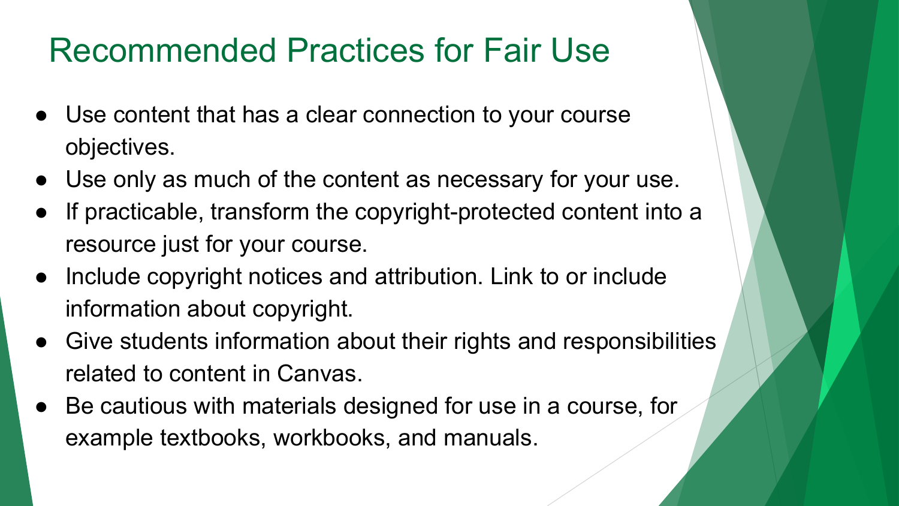# Recommended Practices for Fair Use

- Use content that has a clear connection to your course objectives.
- Use only as much of the content as necessary for your use.
- If practicable, transform the copyright-protected content into a resource just for your course.
- Include copyright notices and attribution. Link to or include information about copyright.
- Give students information about their rights and responsibilities related to content in Canvas.
- Be cautious with materials designed for use in a course, for example textbooks, workbooks, and manuals.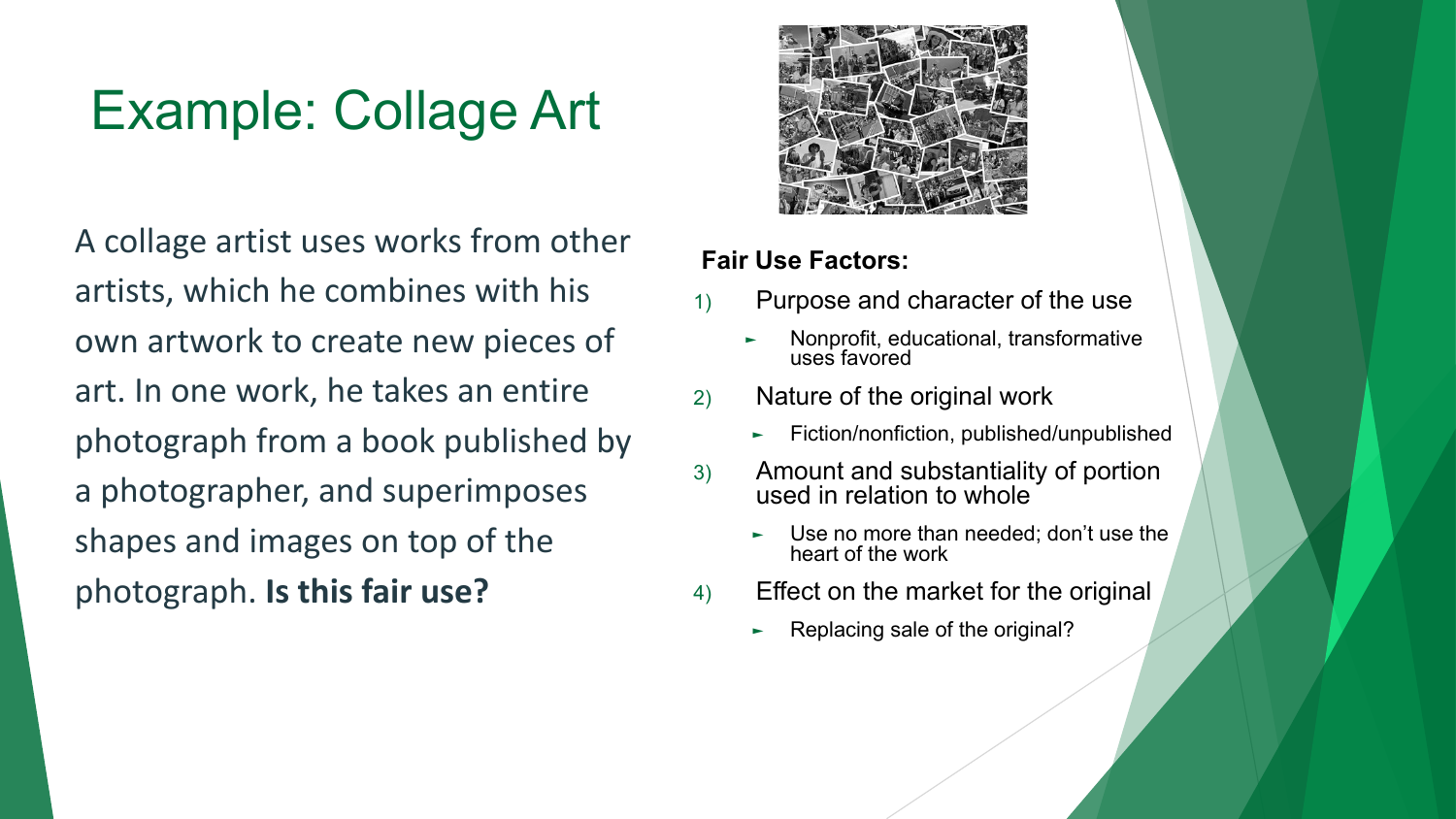# Example: Collage Art

A collage artist uses works from other artists, which he combines with his own artwork to create new pieces of art. In one work, he takes an entire photograph from a book published by a photographer, and superimposes shapes and images on top of the photograph. **Is this fair use?**

**Fair Use Factors:**

1) Purpose and character of the use
   - Nonprofit, educational, transformative uses favored
2) Nature of the original work
   - Fiction/nonfiction, published/unpublished
3) Amount and substantiality of portion used in relation to whole
   - Use no more than needed; don't use the heart of the work
4) Effect on the market for the original
   - Replacing sale of the original?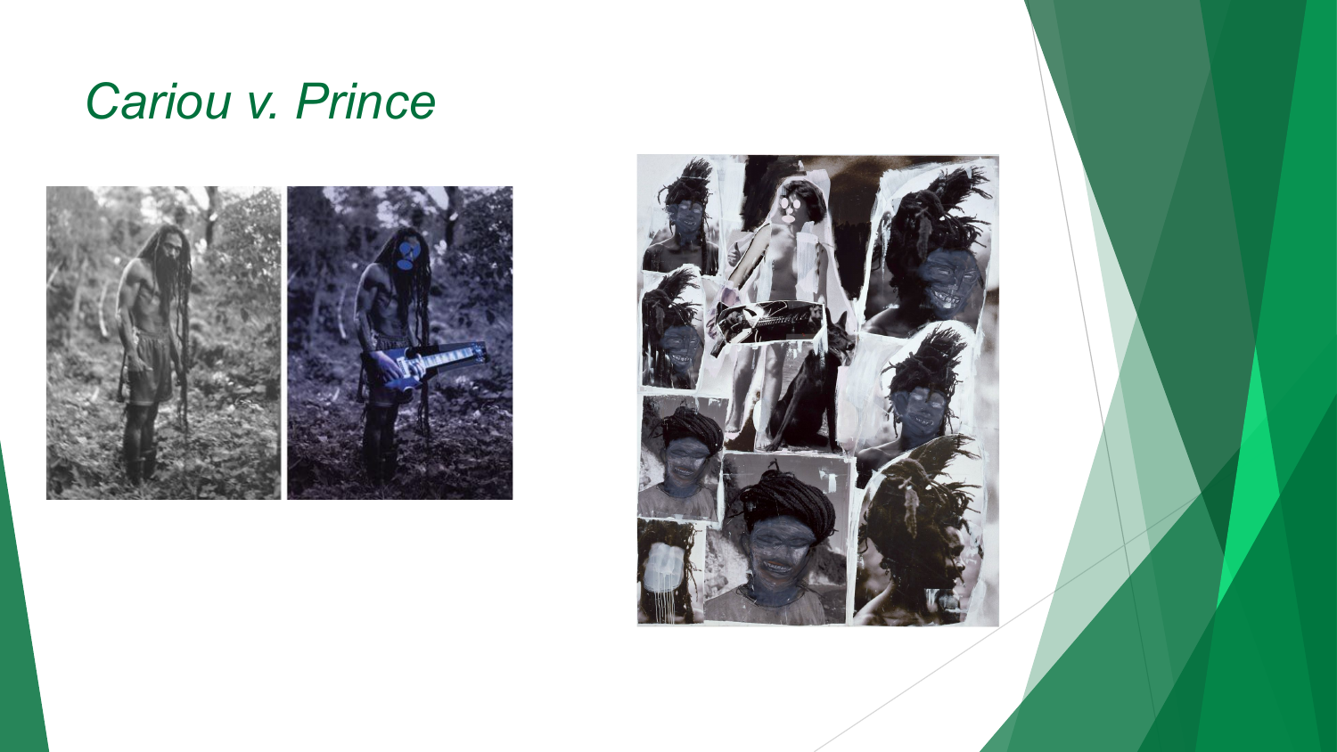# *Cariou v. Prince*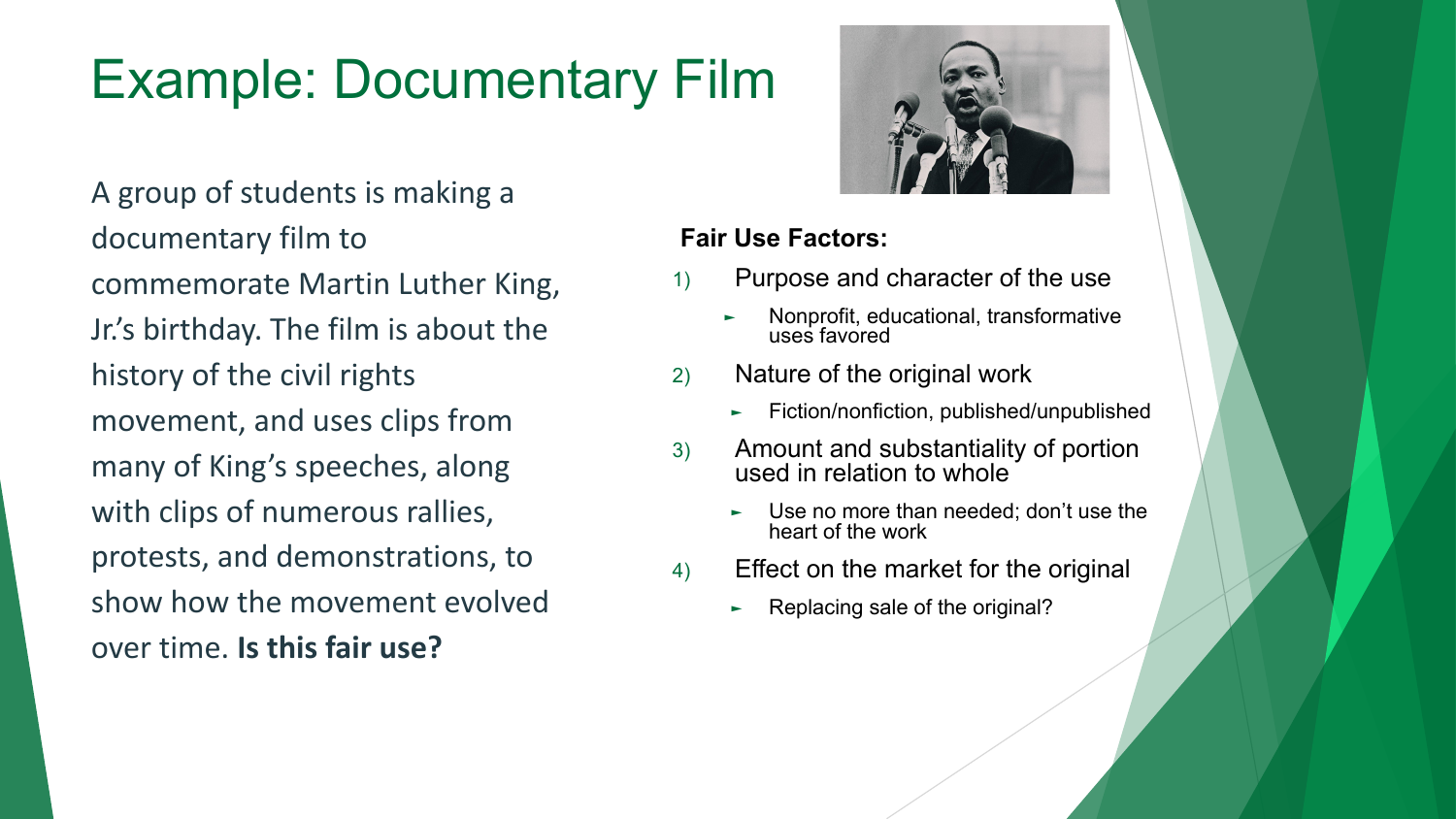# Example: Documentary Film

A group of students is making a documentary film to commemorate Martin Luther King, Jr.'s birthday. The film is about the history of the civil rights movement, and uses clips from many of King's speeches, along with clips of numerous rallies, protests, and demonstrations, to show how the movement evolved over time. **Is this fair use?**

**Fair Use Factors:**

1) Purpose and character of the use
   - Nonprofit, educational, transformative uses favored
2) Nature of the original work
   - Fiction/nonfiction, published/unpublished
3) Amount and substantiality of portion used in relation to whole
   - Use no more than needed; don't use the heart of the work
4) Effect on the market for the original
   - Replacing sale of the original?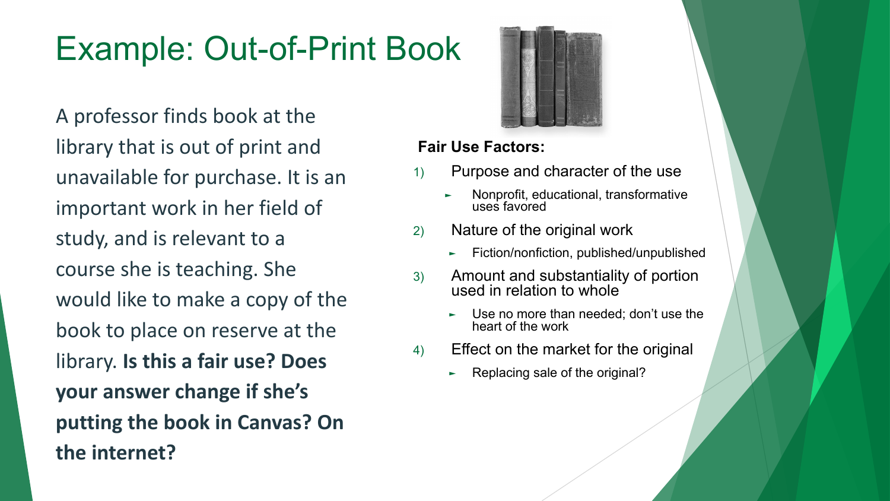# Example: Out-of-Print Book

A professor finds book at the library that is out of print and unavailable for purchase. It is an important work in her field of study, and is relevant to a course she is teaching. She would like to make a copy of the book to place on reserve at the library. **Is this a fair use? Does your answer change if she's putting the book in Canvas? On the internet?**

**Fair Use Factors:**

1) Purpose and character of the use
   - Nonprofit, educational, transformative uses favored
2) Nature of the original work
   - Fiction/nonfiction, published/unpublished
3) Amount and substantiality of portion used in relation to whole
   - Use no more than needed; don't use the heart of the work
4) Effect on the market for the original
   - Replacing sale of the original?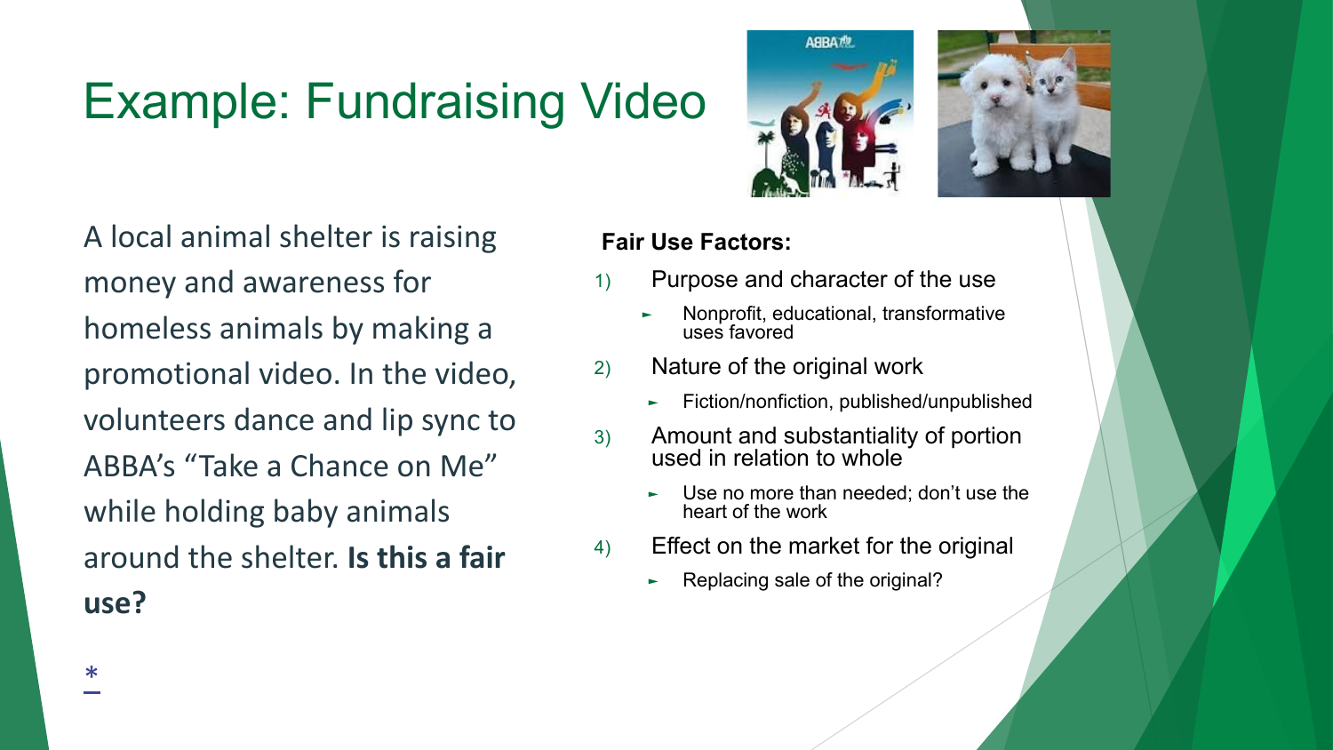# Example: Fundraising Video

A local animal shelter is raising money and awareness for homeless animals by making a promotional video. In the video, volunteers dance and lip sync to ABBA's "Take a Chance on Me" while holding baby animals around the shelter. **Is this a fair use?**

*

**Fair Use Factors:**

1) Purpose and character of the use
   - Nonprofit, educational, transformative uses favored
2) Nature of the original work
   - Fiction/nonfiction, published/unpublished
3) Amount and substantiality of portion used in relation to whole
   - Use no more than needed; don't use the heart of the work
4) Effect on the market for the original
   - Replacing sale of the original?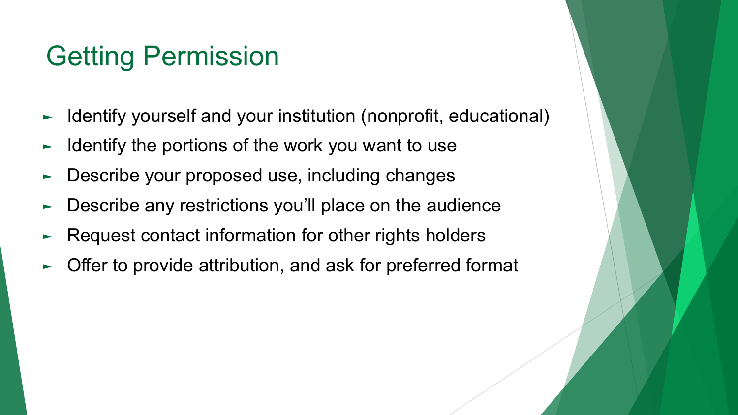# Getting Permission

- Identify yourself and your institution (nonprofit, educational)
- Identify the portions of the work you want to use
- Describe your proposed use, including changes
- Describe any restrictions you'll place on the audience
- Request contact information for other rights holders
- Offer to provide attribution, and ask for preferred format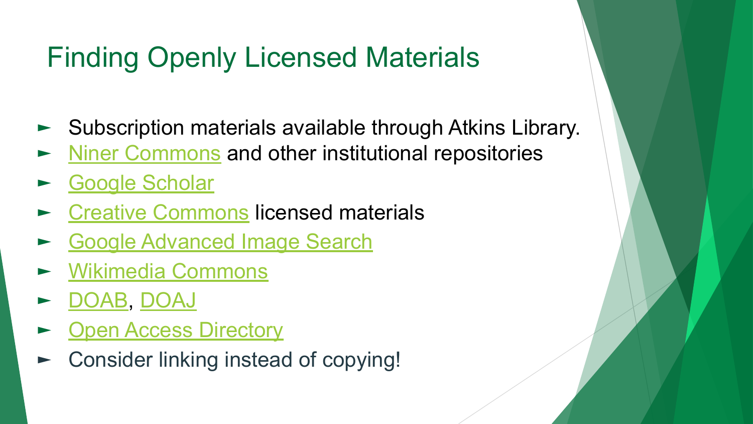# Finding Openly Licensed Materials

- Subscription materials available through Atkins Library.
- Niner Commons and other institutional repositories
- Google Scholar
- Creative Commons licensed materials
- Google Advanced Image Search
- Wikimedia Commons
- DOAB, DOAJ
- Open Access Directory
- Consider linking instead of copying!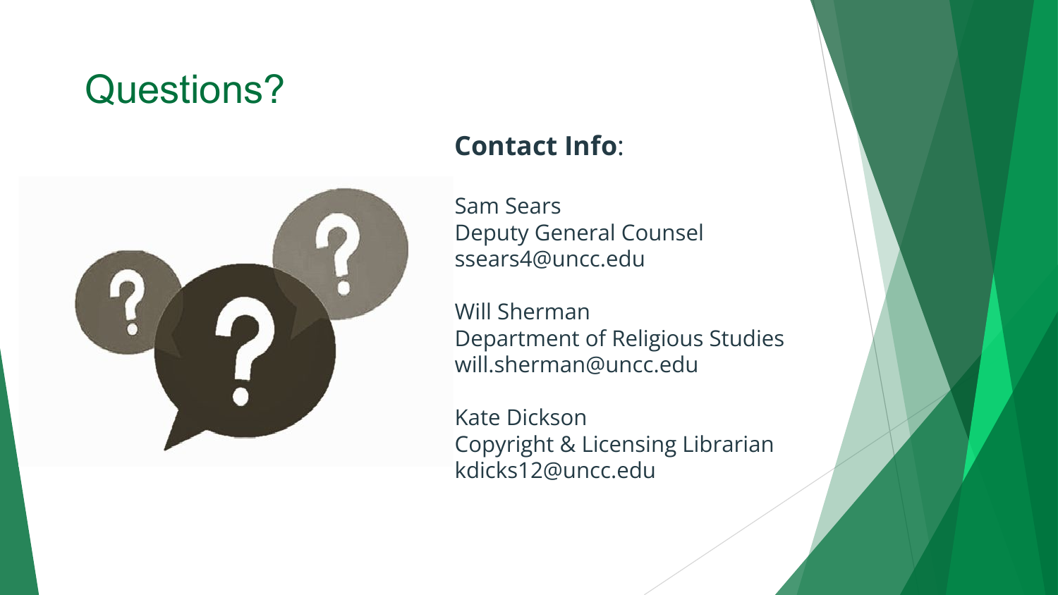# Questions?

**Contact Info**:

Sam Sears
Deputy General Counsel
ssears4@uncc.edu

Will Sherman
Department of Religious Studies
will.sherman@uncc.edu

Kate Dickson
Copyright & Licensing Librarian
kdicks12@uncc.edu